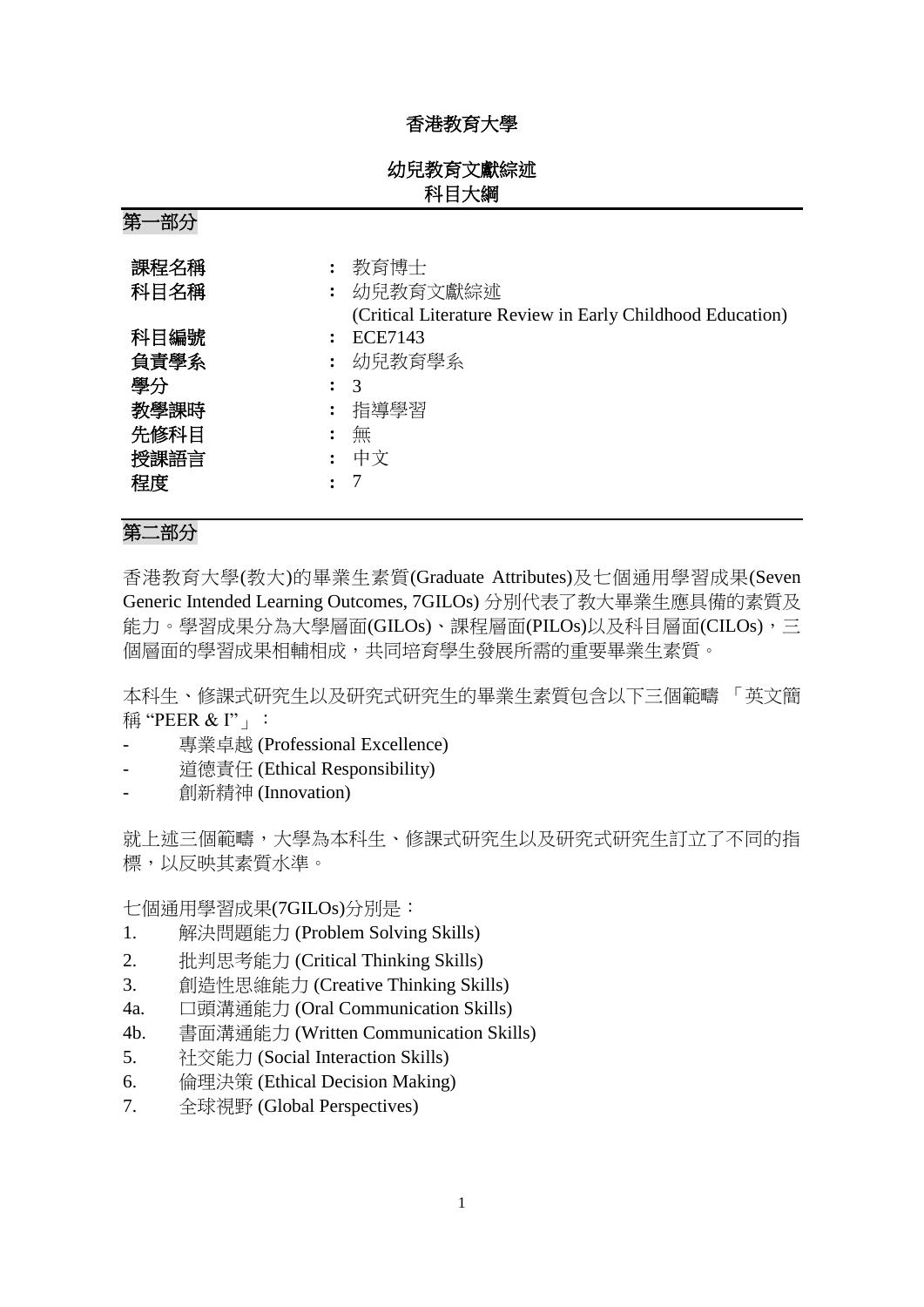# 香港教育大學

## 幼兒教育文獻綜述
## 科目大綱

## 第一部分

| | | |
|---|---|---|
| 課程名稱 | : | 教育博士 |
| 科目名稱 | : | 幼兒教育文獻綜述<br>(Critical Literature Review in Early Childhood Education) |
| 科目編號 | : | ECE7143 |
| 負責學系 | : | 幼兒教育學系 |
| 學分 | : | 3 |
| 教學課時 | : | 指導學習 |
| 先修科目 | : | 無 |
| 授課語言 | : | 中文 |
| 程度 | : | 7 |

## 第二部分

香港教育大學(教大)的畢業生素質(Graduate Attributes)及七個通用學習成果(Seven Generic Intended Learning Outcomes, 7GILOs) 分別代表了教大畢業生應具備的素質及能力。學習成果分為大學層面(GILOs)、課程層面(PILOs)以及科目層面(CILOs)，三個層面的學習成果相輔相成，共同培育學生發展所需的重要畢業生素質。

本科生、修課式研究生以及研究式研究生的畢業生素質包含以下三個範疇 「英文簡稱 "PEER & I"」：

- 專業卓越 (Professional Excellence)
- 道德責任 (Ethical Responsibility)
- 創新精神 (Innovation)

就上述三個範疇，大學為本科生、修課式研究生以及研究式研究生訂立了不同的指標，以反映其素質水準。

七個通用學習成果(7GILOs)分別是：

1. 解決問題能力 (Problem Solving Skills)
2. 批判思考能力 (Critical Thinking Skills)
3. 創造性思維能力 (Creative Thinking Skills)

4a. 口頭溝通能力 (Oral Communication Skills)

4b. 書面溝通能力 (Written Communication Skills)

5. 社交能力 (Social Interaction Skills)
6. 倫理決策 (Ethical Decision Making)
7. 全球視野 (Global Perspectives)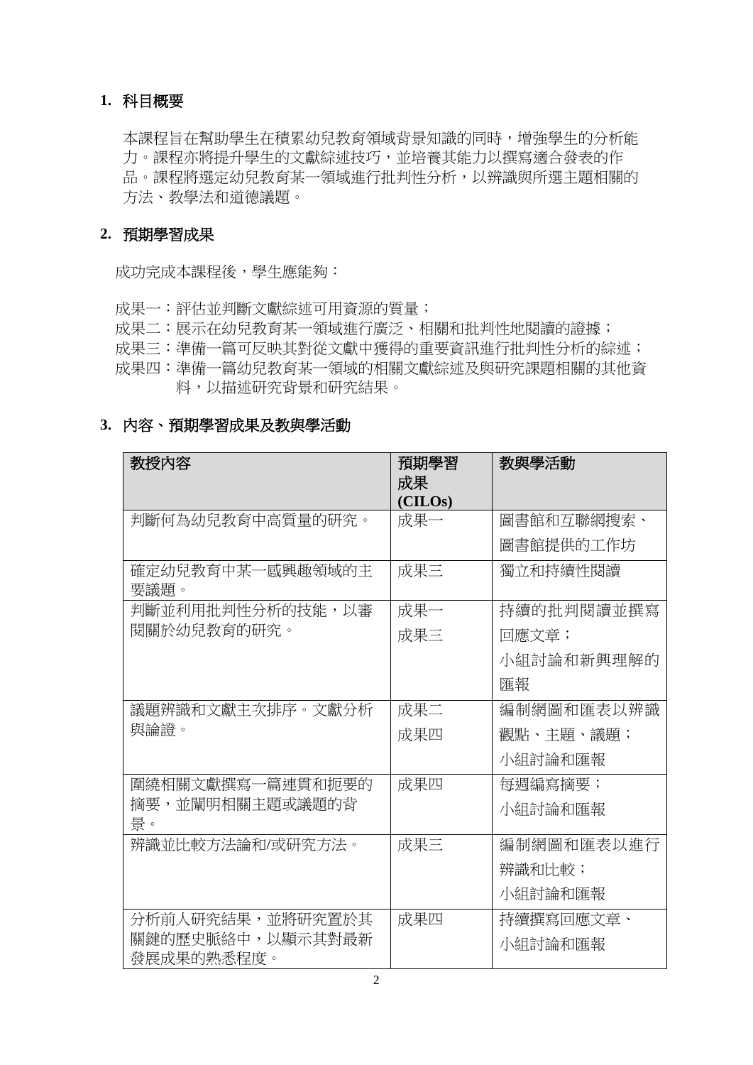## 1. 科目概要

本課程旨在幫助學生在積累幼兒教育領域背景知識的同時，增強學生的分析能力。課程亦將提升學生的文獻綜述技巧，並培養其能力以撰寫適合發表的作品。課程將選定幼兒教育某一領域進行批判性分析，以辨識與所選主題相關的方法、教學法和道德議題。

## 2. 預期學習成果

成功完成本課程後，學生應能夠：

成果一：評估並判斷文獻綜述可用資源的質量；
成果二：展示在幼兒教育某一領域進行廣泛、相關和批判性地閱讀的證據；
成果三：準備一篇可反映其對從文獻中獲得的重要資訊進行批判性分析的綜述；
成果四：準備一篇幼兒教育某一領域的相關文獻綜述及與研究課題相關的其他資料，以描述研究背景和研究結果。

## 3. 內容、預期學習成果及教與學活動

| 教授內容 | 預期學習成果 (CILOs) | 教與學活動 |
|---|---|---|
| 判斷何為幼兒教育中高質量的研究。 | 成果一 | 圖書館和互聯網搜索、圖書館提供的工作坊 |
| 確定幼兒教育中某一感興趣領域的主要議題。 | 成果三 | 獨立和持續性閱讀 |
| 判斷並利用批判性分析的技能，以審閱關於幼兒教育的研究。 | 成果一<br>成果三 | 持續的批判閱讀並撰寫回應文章；<br>小組討論和新興理解的匯報 |
| 議題辨識和文獻主次排序。文獻分析與論證。 | 成果二<br>成果四 | 編制網圖和匯表以辨識觀點、主題、議題；<br>小組討論和匯報 |
| 圍繞相關文獻撰寫一篇連貫和扼要的摘要，並闡明相關主題或議題的背景。 | 成果四 | 每週編寫摘要；<br>小組討論和匯報 |
| 辨識並比較方法論和/或研究方法。 | 成果三 | 編制網圖和匯表以進行辨識和比較；<br>小組討論和匯報 |
| 分析前人研究結果，並將研究置於其關鍵的歷史脈絡中，以顯示其對最新發展成果的熟悉程度。 | 成果四 | 持續撰寫回應文章、<br>小組討論和匯報 |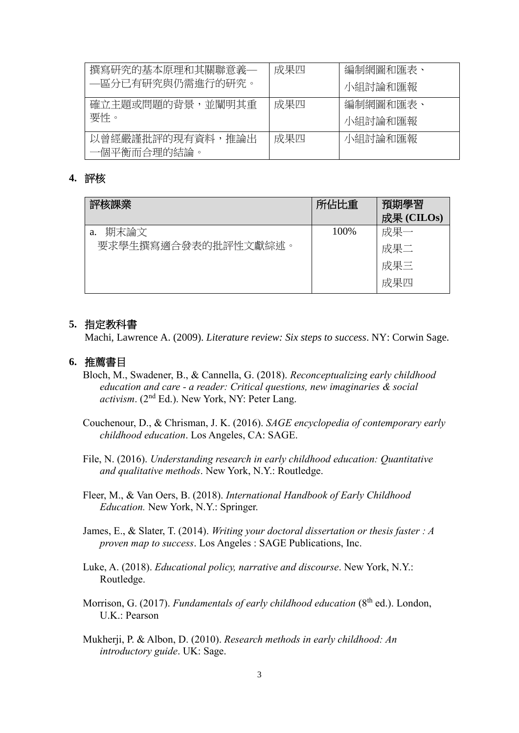| | | |
|---|---|---|
| 撰寫研究的基本原理和其關聯意義——區分已有研究與仍需進行的研究。 | 成果四 | 編制網圖和匯表、小組討論和匯報 |
| 確立主題或問題的背景，並闡明其重要性。 | 成果四 | 編制網圖和匯表、小組討論和匯報 |
| 以曾經嚴謹批評的現有資料，推論出一個平衡而合理的結論。 | 成果四 | 小組討論和匯報 |

## 4. 評核

| 評核課業 | 所佔比重 | 預期學習成果 (CILOs) |
|---|---|---|
| a. 期末論文<br>要求學生撰寫適合發表的批評性文獻綜述。 | 100% | 成果一<br>成果二<br>成果三<br>成果四 |

## 5. 指定教科書

Machi, Lawrence A. (2009). *Literature review: Six steps to success*. NY: Corwin Sage.

## 6. 推薦書目

Bloch, M., Swadener, B., & Cannella, G. (2018). *Reconceptualizing early childhood education and care - a reader: Critical questions, new imaginaries & social activism*. (2nd Ed.). New York, NY: Peter Lang.

Couchenour, D., & Chrisman, J. K. (2016). *SAGE encyclopedia of contemporary early childhood education*. Los Angeles, CA: SAGE.

File, N. (2016). *Understanding research in early childhood education: Quantitative and qualitative methods*. New York, N.Y.: Routledge.

Fleer, M., & Van Oers, B. (2018). *International Handbook of Early Childhood Education.* New York, N.Y.: Springer.

James, E., & Slater, T. (2014). *Writing your doctoral dissertation or thesis faster : A proven map to success*. Los Angeles : SAGE Publications, Inc.

Luke, A. (2018). *Educational policy, narrative and discourse*. New York, N.Y.: Routledge.

Morrison, G. (2017). *Fundamentals of early childhood education* (8th ed.). London, U.K.: Pearson

Mukherji, P. & Albon, D. (2010). *Research methods in early childhood: An introductory guide*. UK: Sage.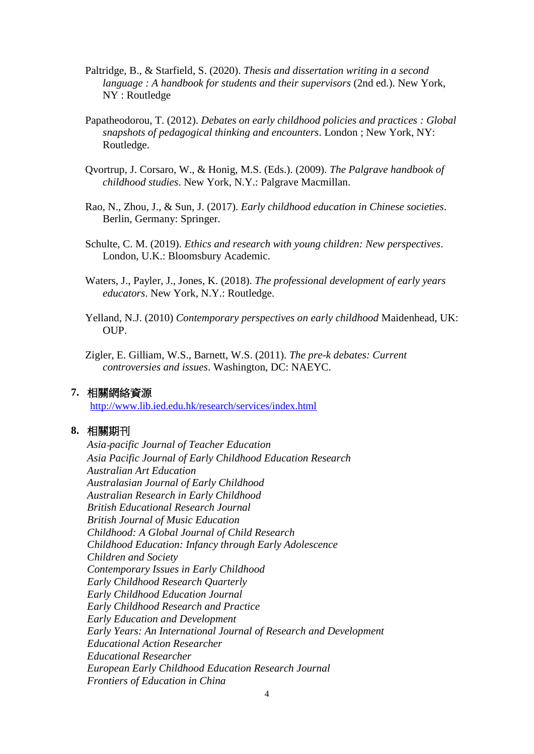Paltridge, B., & Starfield, S. (2020). *Thesis and dissertation writing in a second language : A handbook for students and their supervisors* (2nd ed.). New York, NY : Routledge

Papatheodorou, T. (2012). *Debates on early childhood policies and practices : Global snapshots of pedagogical thinking and encounters*. London ; New York, NY: Routledge.

Qvortrup, J. Corsaro, W., & Honig, M.S. (Eds.). (2009). *The Palgrave handbook of childhood studies*. New York, N.Y.: Palgrave Macmillan.

Rao, N., Zhou, J., & Sun, J. (2017). *Early childhood education in Chinese societies*. Berlin, Germany: Springer.

Schulte, C. M. (2019). *Ethics and research with young children: New perspectives*. London, U.K.: Bloomsbury Academic.

Waters, J., Payler, J., Jones, K. (2018). *The professional development of early years educators*. New York, N.Y.: Routledge.

Yelland, N.J. (2010) *Contemporary perspectives on early childhood* Maidenhead, UK: OUP.

Zigler, E. Gilliam, W.S., Barnett, W.S. (2011). *The pre-k debates: Current controversies and issues*. Washington, DC: NAEYC.

**7. 相關網絡資源**

http://www.lib.ied.edu.hk/research/services/index.html

**8. 相關期刊**

*Asia-pacific Journal of Teacher Education*
*Asia Pacific Journal of Early Childhood Education Research*
*Australian Art Education*
*Australasian Journal of Early Childhood*
*Australian Research in Early Childhood*
*British Educational Research Journal*
*British Journal of Music Education*
*Childhood: A Global Journal of Child Research*
*Childhood Education: Infancy through Early Adolescence*
*Children and Society*
*Contemporary Issues in Early Childhood*
*Early Childhood Research Quarterly*
*Early Childhood Education Journal*
*Early Childhood Research and Practice*
*Early Education and Development*
*Early Years: An International Journal of Research and Development*
*Educational Action Researcher*
*Educational Researcher*
*European Early Childhood Education Research Journal*
*Frontiers of Education in China*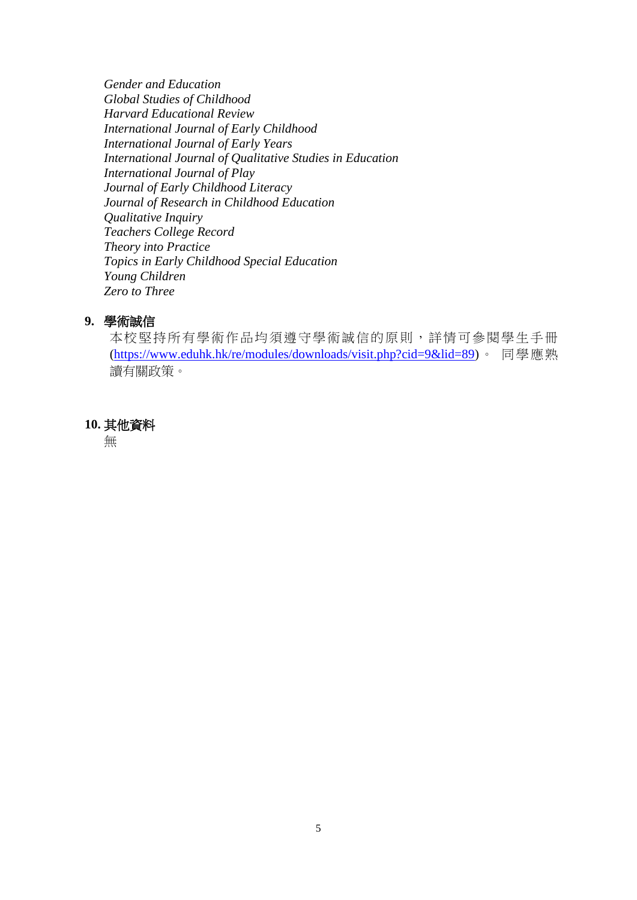*Gender and Education*
*Global Studies of Childhood*
*Harvard Educational Review*
*International Journal of Early Childhood*
*International Journal of Early Years*
*International Journal of Qualitative Studies in Education*
*International Journal of Play*
*Journal of Early Childhood Literacy*
*Journal of Research in Childhood Education*
*Qualitative Inquiry*
*Teachers College Record*
*Theory into Practice*
*Topics in Early Childhood Special Education*
*Young Children*
*Zero to Three*

## 9. 學術誠信

本校堅持所有學術作品均須遵守學術誠信的原則，詳情可參閱學生手冊 (https://www.eduhk.hk/re/modules/downloads/visit.php?cid=9&lid=89)。 同學應熟讀有關政策。

## 10. 其他資料

無